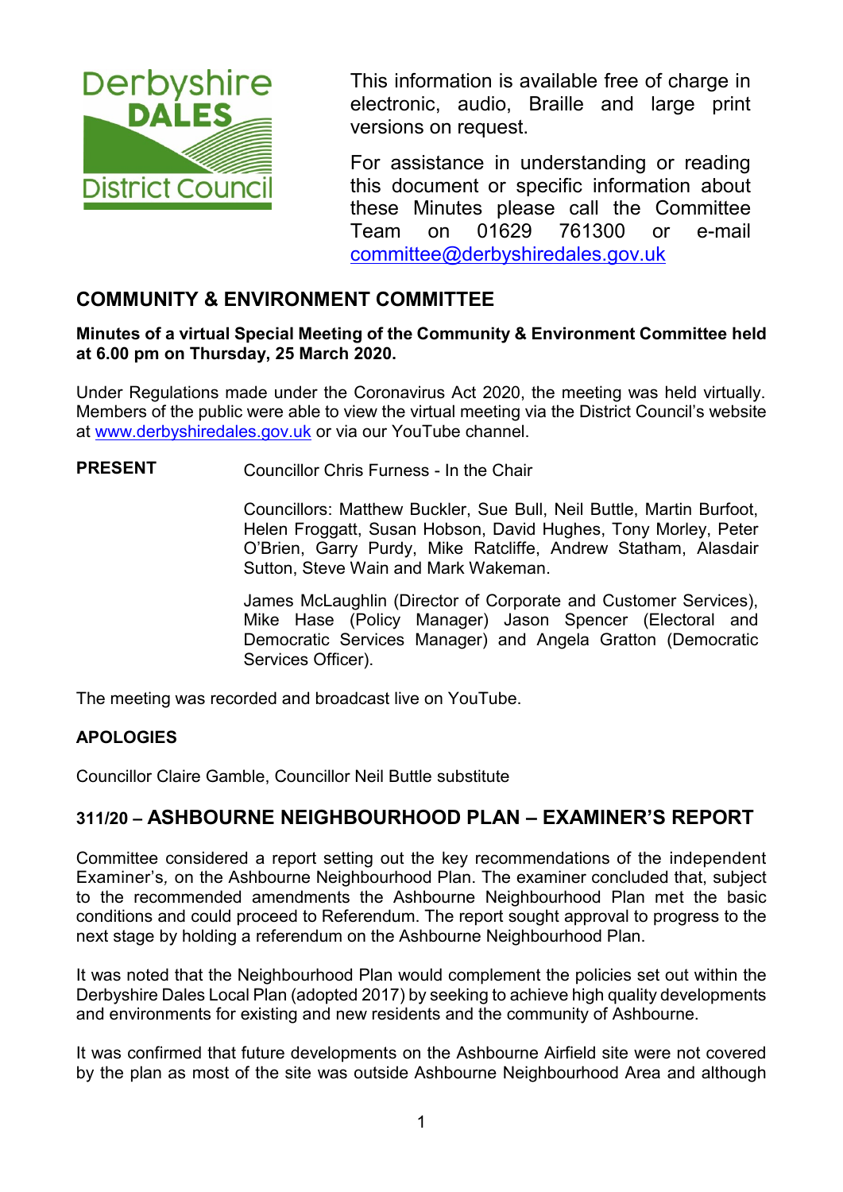Derbyshire DALES District Council

This information is available free of charge in electronic, audio, Braille and large print versions on request.

For assistance in understanding or reading this document or specific information about these Minutes please call the Committee Team on 01629 761300 or e-mail committee@derbyshiredales.gov.uk

## COMMUNITY & ENVIRONMENT COMMITTEE

**Minutes of a virtual Special Meeting of the Community & Environment Committee held at 6.00 pm on Thursday, 25 March 2020.**

Under Regulations made under the Coronavirus Act 2020, the meeting was held virtually. Members of the public were able to view the virtual meeting via the District Council's website at www.derbyshiredales.gov.uk or via our YouTube channel.

**PRESENT** Councillor Chris Furness - In the Chair

Councillors: Matthew Buckler, Sue Bull, Neil Buttle, Martin Burfoot, Helen Froggatt, Susan Hobson, David Hughes, Tony Morley, Peter O'Brien, Garry Purdy, Mike Ratcliffe, Andrew Statham, Alasdair Sutton, Steve Wain and Mark Wakeman.

James McLaughlin (Director of Corporate and Customer Services), Mike Hase (Policy Manager) Jason Spencer (Electoral and Democratic Services Manager) and Angela Gratton (Democratic Services Officer).

The meeting was recorded and broadcast live on YouTube.

**APOLOGIES**

Councillor Claire Gamble, Councillor Neil Buttle substitute

## 311/20 – ASHBOURNE NEIGHBOURHOOD PLAN – EXAMINER'S REPORT

Committee considered a report setting out the key recommendations of the independent Examiner's, on the Ashbourne Neighbourhood Plan. The examiner concluded that, subject to the recommended amendments the Ashbourne Neighbourhood Plan met the basic conditions and could proceed to Referendum. The report sought approval to progress to the next stage by holding a referendum on the Ashbourne Neighbourhood Plan.

It was noted that the Neighbourhood Plan would complement the policies set out within the Derbyshire Dales Local Plan (adopted 2017) by seeking to achieve high quality developments and environments for existing and new residents and the community of Ashbourne.

It was confirmed that future developments on the Ashbourne Airfield site were not covered by the plan as most of the site was outside Ashbourne Neighbourhood Area and although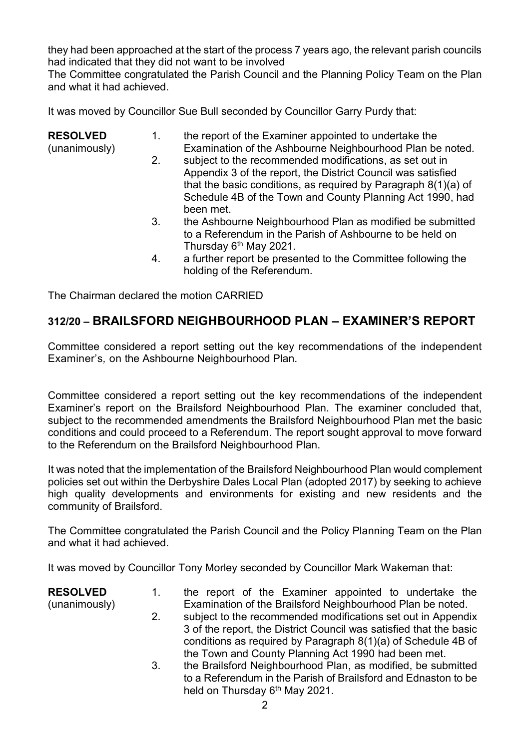they had been approached at the start of the process 7 years ago, the relevant parish councils had indicated that they did not want to be involved

The Committee congratulated the Parish Council and the Planning Policy Team on the Plan and what it had achieved.

It was moved by Councillor Sue Bull seconded by Councillor Garry Purdy that:

**RESOLVED** (unanimously)

1. the report of the Examiner appointed to undertake the Examination of the Ashbourne Neighbourhood Plan be noted.
2. subject to the recommended modifications, as set out in Appendix 3 of the report, the District Council was satisfied that the basic conditions, as required by Paragraph 8(1)(a) of Schedule 4B of the Town and County Planning Act 1990, had been met.
3. the Ashbourne Neighbourhood Plan as modified be submitted to a Referendum in the Parish of Ashbourne to be held on Thursday 6th May 2021.
4. a further report be presented to the Committee following the holding of the Referendum.

The Chairman declared the motion CARRIED

## 312/20 – BRAILSFORD NEIGHBOURHOOD PLAN – EXAMINER'S REPORT

Committee considered a report setting out the key recommendations of the independent Examiner's, on the Ashbourne Neighbourhood Plan.

Committee considered a report setting out the key recommendations of the independent Examiner's report on the Brailsford Neighbourhood Plan. The examiner concluded that, subject to the recommended amendments the Brailsford Neighbourhood Plan met the basic conditions and could proceed to a Referendum. The report sought approval to move forward to the Referendum on the Brailsford Neighbourhood Plan.

It was noted that the implementation of the Brailsford Neighbourhood Plan would complement policies set out within the Derbyshire Dales Local Plan (adopted 2017) by seeking to achieve high quality developments and environments for existing and new residents and the community of Brailsford.

The Committee congratulated the Parish Council and the Policy Planning Team on the Plan and what it had achieved.

It was moved by Councillor Tony Morley seconded by Councillor Mark Wakeman that:

**RESOLVED** (unanimously)

1. the report of the Examiner appointed to undertake the Examination of the Brailsford Neighbourhood Plan be noted.
2. subject to the recommended modifications set out in Appendix 3 of the report, the District Council was satisfied that the basic conditions as required by Paragraph 8(1)(a) of Schedule 4B of the Town and County Planning Act 1990 had been met.
3. the Brailsford Neighbourhood Plan, as modified, be submitted to a Referendum in the Parish of Brailsford and Ednaston to be held on Thursday 6th May 2021.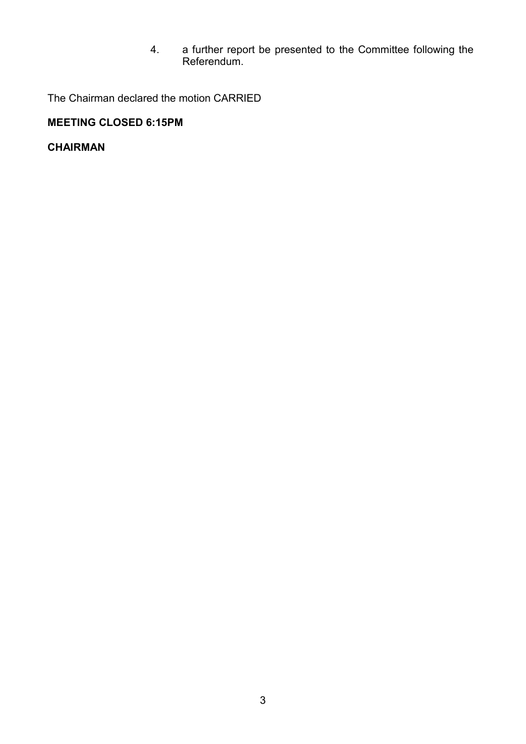4. a further report be presented to the Committee following the Referendum.

The Chairman declared the motion CARRIED

**MEETING CLOSED 6:15PM**

**CHAIRMAN**